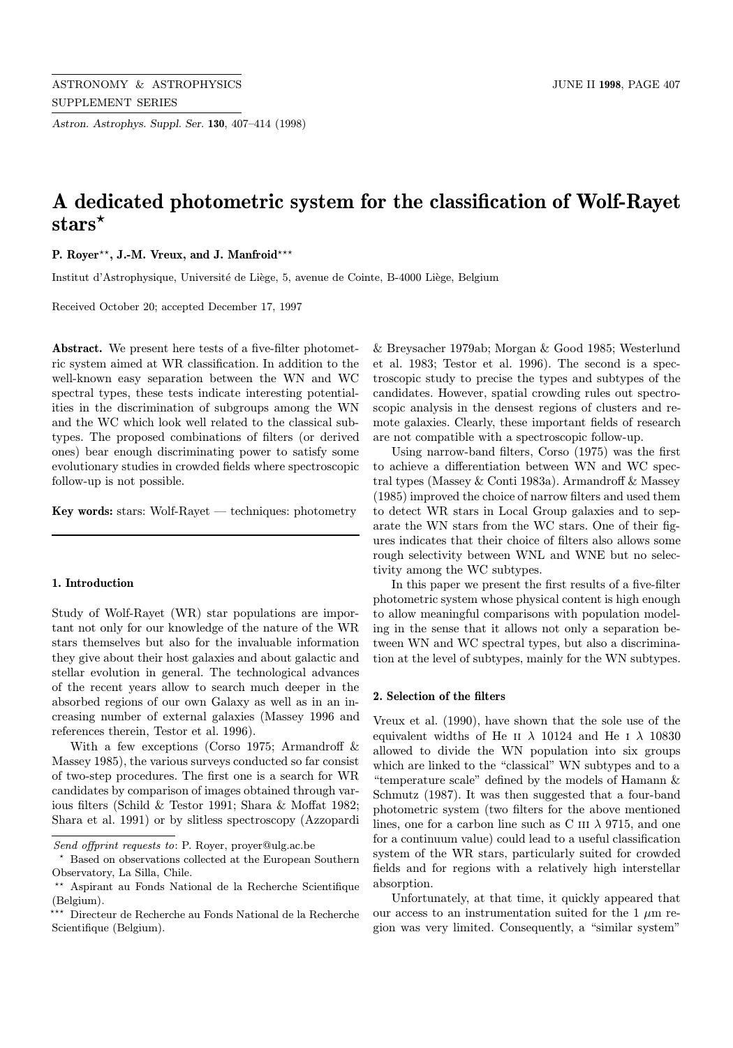# A dedicated photometric system for the classification of Wolf-Rayet stars*

**P. Royer**\*\*, **J.-M. Vreux, and J. Manfroid**\*\*\*

Institut d'Astrophysique, Université de Liège, 5, avenue de Cointe, B-4000 Liège, Belgium

Received October 20; accepted December 17, 1997

**Abstract.** We present here tests of a five-filter photometric system aimed at WR classification. In addition to the well-known easy separation between the WN and WC spectral types, these tests indicate interesting potentialities in the discrimination of subgroups among the WN and the WC which look well related to the classical subtypes. The proposed combinations of filters (or derived ones) bear enough discriminating power to satisfy some evolutionary studies in crowded fields where spectroscopic follow-up is not possible.

**Key words:** stars: Wolf-Rayet — techniques: photometry

## 1. Introduction

Study of Wolf-Rayet (WR) star populations are important not only for our knowledge of the nature of the WR stars themselves but also for the invaluable information they give about their host galaxies and about galactic and stellar evolution in general. The technological advances of the recent years allow to search much deeper in the absorbed regions of our own Galaxy as well as in an increasing number of external galaxies (Massey 1996 and references therein, Testor et al. 1996).

With a few exceptions (Corso 1975; Armandroff & Massey 1985), the various surveys conducted so far consist of two-step procedures. The first one is a search for WR candidates by comparison of images obtained through various filters (Schild & Testor 1991; Shara & Moffat 1982; Shara et al. 1991) or by slitless spectroscopy (Azzopardi & Breysacher 1979ab; Morgan & Good 1985; Westerlund et al. 1983; Testor et al. 1996). The second is a spectroscopic study to precise the types and subtypes of the candidates. However, spatial crowding rules out spectroscopic analysis in the densest regions of clusters and remote galaxies. Clearly, these important fields of research are not compatible with a spectroscopic follow-up.

Using narrow-band filters, Corso (1975) was the first to achieve a differentiation between WN and WC spectral types (Massey & Conti 1983a). Armandroff & Massey (1985) improved the choice of narrow filters and used them to detect WR stars in Local Group galaxies and to separate the WN stars from the WC stars. One of their figures indicates that their choice of filters also allows some rough selectivity between WNL and WNE but no selectivity among the WC subtypes.

In this paper we present the first results of a five-filter photometric system whose physical content is high enough to allow meaningful comparisons with population modeling in the sense that it allows not only a separation between WN and WC spectral types, but also a discrimination at the level of subtypes, mainly for the WN subtypes.

## 2. Selection of the filters

Vreux et al. (1990), have shown that the sole use of the equivalent widths of He II λ 10124 and He I λ 10830 allowed to divide the WN population into six groups which are linked to the "classical" WN subtypes and to a "temperature scale" defined by the models of Hamann & Schmutz (1987). It was then suggested that a four-band photometric system (two filters for the above mentioned lines, one for a carbon line such as C III λ 9715, and one for a continuum value) could lead to a useful classification system of the WR stars, particularly suited for crowded fields and for regions with a relatively high interstellar absorption.

Unfortunately, at that time, it quickly appeared that our access to an instrumentation suited for the 1 $\mu$m region was very limited. Consequently, a "similar system"

---

*Send offprint requests to*: P. Royer, proyer@ulg.ac.be

\* Based on observations collected at the European Southern Observatory, La Silla, Chile.

\*\* Aspirant au Fonds National de la Recherche Scientifique (Belgium).

\*\*\* Directeur de Recherche au Fonds National de la Recherche Scientifique (Belgium).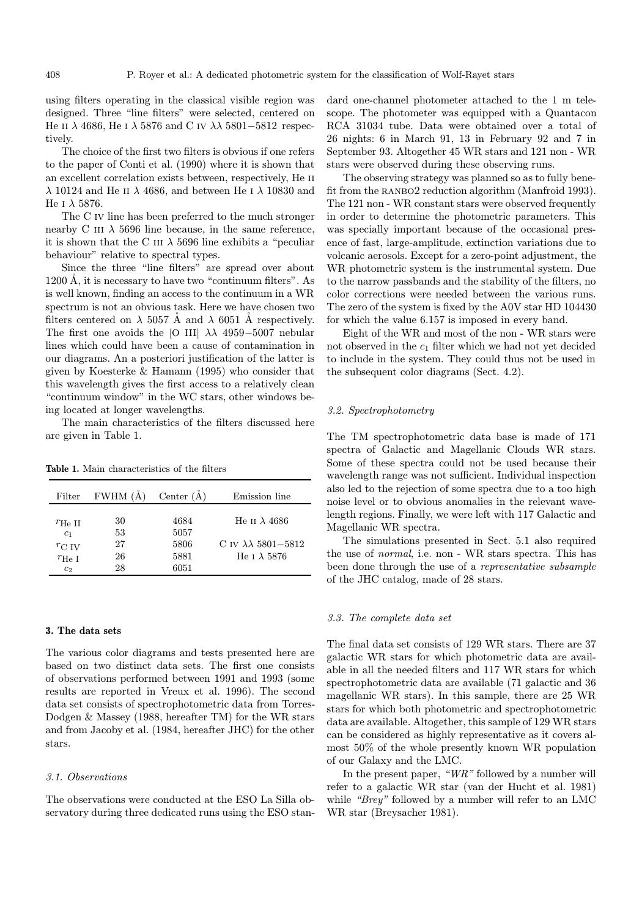using filters operating in the classical visible region was designed. Three "line filters" were selected, centered on He II λ 4686, He I λ 5876 and C IV λλ 5801−5812 respectively.

The choice of the first two filters is obvious if one refers to the paper of Conti et al. (1990) where it is shown that an excellent correlation exists between, respectively, He II λ 10124 and He II λ 4686, and between He I λ 10830 and He I λ 5876.

The C IV line has been preferred to the much stronger nearby C III λ 5696 line because, in the same reference, it is shown that the C III λ 5696 line exhibits a "peculiar behaviour" relative to spectral types.

Since the three "line filters" are spread over about 1200 Å, it is necessary to have two "continuum filters". As is well known, finding an access to the continuum in a WR spectrum is not an obvious task. Here we have chosen two filters centered on λ 5057 Å and λ 6051 Å respectively. The first one avoids the [O III] λλ 4959−5007 nebular lines which could have been a cause of contamination in our diagrams. An a posteriori justification of the latter is given by Koesterke & Hamann (1995) who consider that this wavelength gives the first access to a relatively clean "continuum window" in the WC stars, other windows being located at longer wavelengths.

The main characteristics of the filters discussed here are given in Table 1.

**Table 1.** Main characteristics of the filters

| Filter | FWHM (Å) | Center (Å) | Emission line |
|---|---|---|---|
| $r_{\rm He\ II}$ | 30 | 4684 | He II λ 4686 |
| $c_1$ | 53 | 5057 | |
| $r_{\rm C\ IV}$ | 27 | 5806 | C IV λλ 5801−5812 |
| $r_{\rm He\ I}$ | 26 | 5881 | He I λ 5876 |
| $c_2$ | 28 | 6051 | |

## 3. The data sets

The various color diagrams and tests presented here are based on two distinct data sets. The first one consists of observations performed between 1991 and 1993 (some results are reported in Vreux et al. 1996). The second data set consists of spectrophotometric data from Torres-Dodgen & Massey (1988, hereafter TM) for the WR stars and from Jacoby et al. (1984, hereafter JHC) for the other stars.

### 3.1. Observations

The observations were conducted at the ESO La Silla observatory during three dedicated runs using the ESO standard one-channel photometer attached to the 1 m telescope. The photometer was equipped with a Quantacon RCA 31034 tube. Data were obtained over a total of 26 nights: 6 in March 91, 13 in February 92 and 7 in September 93. Altogether 45 WR stars and 121 non - WR stars were observed during these observing runs.

The observing strategy was planned so as to fully benefit from the RANBO2 reduction algorithm (Manfroid 1993). The 121 non - WR constant stars were observed frequently in order to determine the photometric parameters. This was specially important because of the occasional presence of fast, large-amplitude, extinction variations due to volcanic aerosols. Except for a zero-point adjustment, the WR photometric system is the instrumental system. Due to the narrow passbands and the stability of the filters, no color corrections were needed between the various runs. The zero of the system is fixed by the A0V star HD 104430 for which the value 6.157 is imposed in every band.

Eight of the WR and most of the non - WR stars were not observed in the $c_1$ filter which we had not yet decided to include in the system. They could thus not be used in the subsequent color diagrams (Sect. 4.2).

### 3.2. Spectrophotometry

The TM spectrophotometric data base is made of 171 spectra of Galactic and Magellanic Clouds WR stars. Some of these spectra could not be used because their wavelength range was not sufficient. Individual inspection also led to the rejection of some spectra due to a too high noise level or to obvious anomalies in the relevant wavelength regions. Finally, we were left with 117 Galactic and Magellanic WR spectra.

The simulations presented in Sect. 5.1 also required the use of *normal*, i.e. non - WR stars spectra. This has been done through the use of a *representative subsample* of the JHC catalog, made of 28 stars.

### 3.3. The complete data set

The final data set consists of 129 WR stars. There are 37 galactic WR stars for which photometric data are available in all the needed filters and 117 WR stars for which spectrophotometric data are available (71 galactic and 36 magellanic WR stars). In this sample, there are 25 WR stars for which both photometric and spectrophotometric data are available. Altogether, this sample of 129 WR stars can be considered as highly representative as it covers almost 50% of the whole presently known WR population of our Galaxy and the LMC.

In the present paper, *"WR"* followed by a number will refer to a galactic WR star (van der Hucht et al. 1981) while *"Brey"* followed by a number will refer to an LMC WR star (Breysacher 1981).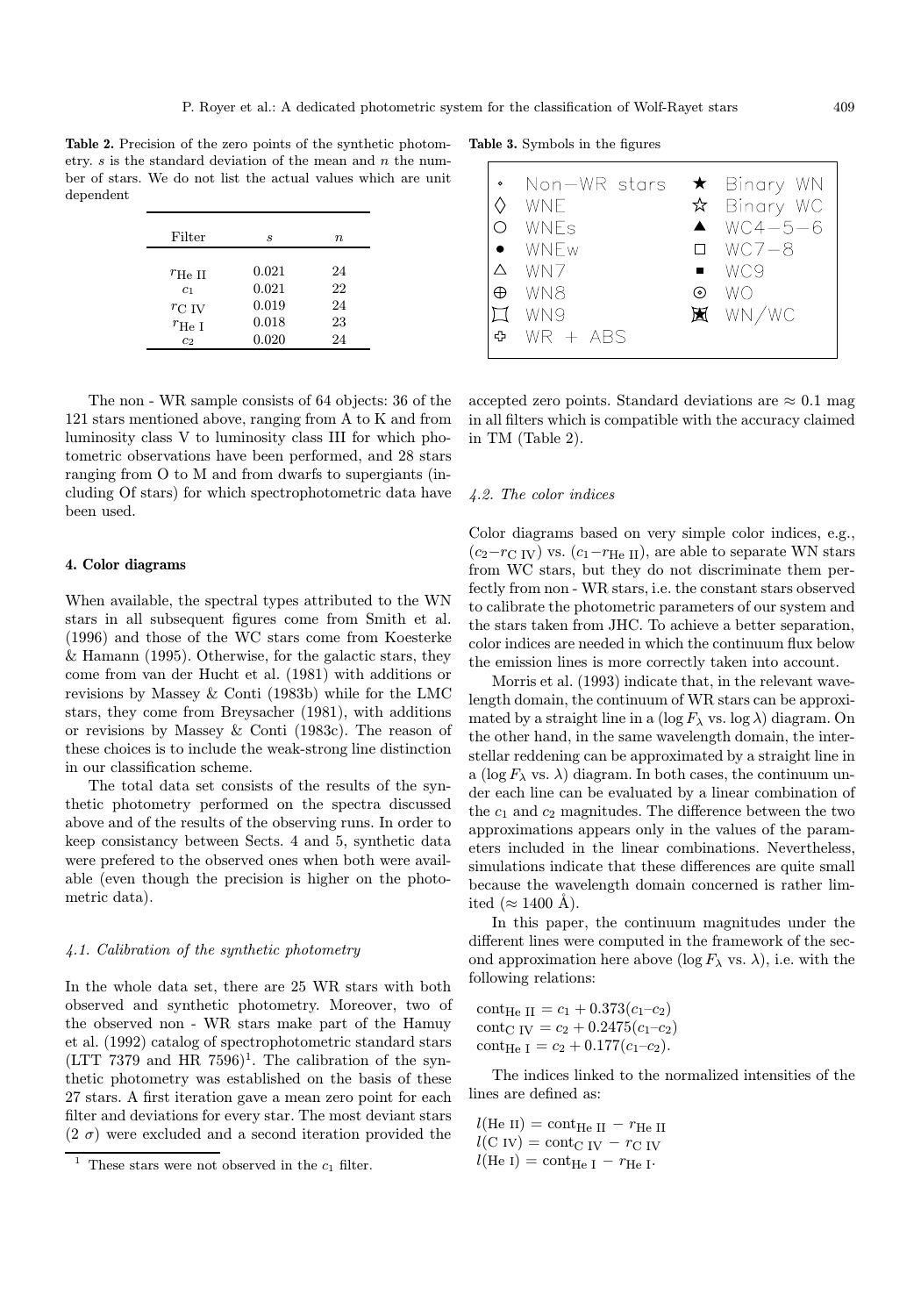**Table 2.** Precision of the zero points of the synthetic photometry. $s$ is the standard deviation of the mean and $n$ the number of stars. We do not list the actual values which are unit dependent

| Filter | $s$ | $n$ |
|---|---|---|
| $r_{\rm He\ II}$ | 0.021 | 24 |
| $c_1$ | 0.021 | 22 |
| $r_{\rm C\ IV}$ | 0.019 | 24 |
| $r_{\rm He\ I}$ | 0.018 | 23 |
| $c_2$ | 0.020 | 24 |

The non - WR sample consists of 64 objects: 36 of the 121 stars mentioned above, ranging from A to K and from luminosity class V to luminosity class III for which photometric observations have been performed, and 28 stars ranging from O to M and from dwarfs to supergiants (including Of stars) for which spectrophotometric data have been used.

## 4. Color diagrams

When available, the spectral types attributed to the WN stars in all subsequent figures come from Smith et al. (1996) and those of the WC stars come from Koesterke & Hamann (1995). Otherwise, for the galactic stars, they come from van der Hucht et al. (1981) with additions or revisions by Massey & Conti (1983b) while for the LMC stars, they come from Breysacher (1981), with additions or revisions by Massey & Conti (1983c). The reason of these choices is to include the weak-strong line distinction in our classification scheme.

The total data set consists of the results of the synthetic photometry performed on the spectra discussed above and of the results of the observing runs. In order to keep consistancy between Sects. 4 and 5, synthetic data were prefered to the observed ones when both were available (even though the precision is higher on the photometric data).

### *4.1. Calibration of the synthetic photometry*

In the whole data set, there are 25 WR stars with both observed and synthetic photometry. Moreover, two of the observed non - WR stars make part of the Hamuy et al. (1992) catalog of spectrophotometric standard stars (LTT 7379 and HR 7596)[1]. The calibration of the synthetic photometry was established on the basis of these 27 stars. A first iteration gave a mean zero point for each filter and deviations for every star. The most deviant stars ($2\ \sigma$) were excluded and a second iteration provided the accepted zero points. Standard deviations are $\approx 0.1$ mag in all filters which is compatible with the accuracy claimed in TM (Table 2).

[1] These stars were not observed in the $c_1$ filter.

**Table 3.** Symbols in the figures

| Symbol | Class | Symbol | Class |
|---|---|---|---|
| ∘ | Non−WR stars | ★ | Binary WN |
| ◊ | WNE | ☆ | Binary WC |
| ○ | WNEs | ▲ | WC4−5−6 |
| • | WNEw | □ | WC7−8 |
| △ | WN7 | ▪ | WC9 |
| ⊕ | WN8 | ⊙ | WO |
| ⌑ | WN9 | ⧆ | WN/WC |
| ✙ | WR + ABS | | |

### *4.2. The color indices*

Color diagrams based on very simple color indices, e.g., $(c_2{-}r_{\rm C\ IV})$ vs. $(c_1{-}r_{\rm He\ II})$, are able to separate WN stars from WC stars, but they do not discriminate them perfectly from non - WR stars, i.e. the constant stars observed to calibrate the photometric parameters of our system and the stars taken from JHC. To achieve a better separation, color indices are needed in which the continuum flux below the emission lines is more correctly taken into account.

Morris et al. (1993) indicate that, in the relevant wavelength domain, the continuum of WR stars can be approximated by a straight line in a ($\log F_\lambda$ vs. $\log \lambda$) diagram. On the other hand, in the same wavelength domain, the interstellar reddening can be approximated by a straight line in a ($\log F_\lambda$ vs. $\lambda$) diagram. In both cases, the continuum under each line can be evaluated by a linear combination of the $c_1$ and $c_2$ magnitudes. The difference between the two approximations appears only in the values of the parameters included in the linear combinations. Nevertheless, simulations indicate that these differences are quite small because the wavelength domain concerned is rather limited ($\approx 1400$ Å).

In this paper, the continuum magnitudes under the different lines were computed in the framework of the second approximation here above ($\log F_\lambda$ vs. $\lambda$), i.e. with the following relations:

$$
\begin{aligned}
{\rm cont}_{\rm He\ II} &= c_1 + 0.373(c_1{-}c_2)\\
{\rm cont}_{\rm C\ IV} &= c_2 + 0.2475(c_1{-}c_2)\\
{\rm cont}_{\rm He\ I} &= c_2 + 0.177(c_1{-}c_2).
\end{aligned}
$$

The indices linked to the normalized intensities of the lines are defined as:

$$
\begin{aligned}
l({\rm He\ II}) &= {\rm cont}_{\rm He\ II} - r_{\rm He\ II}\\
l({\rm C\ IV}) &= {\rm cont}_{\rm C\ IV} - r_{\rm C\ IV}\\
l({\rm He\ I}) &= {\rm cont}_{\rm He\ I} - r_{\rm He\ I}.
\end{aligned}
$$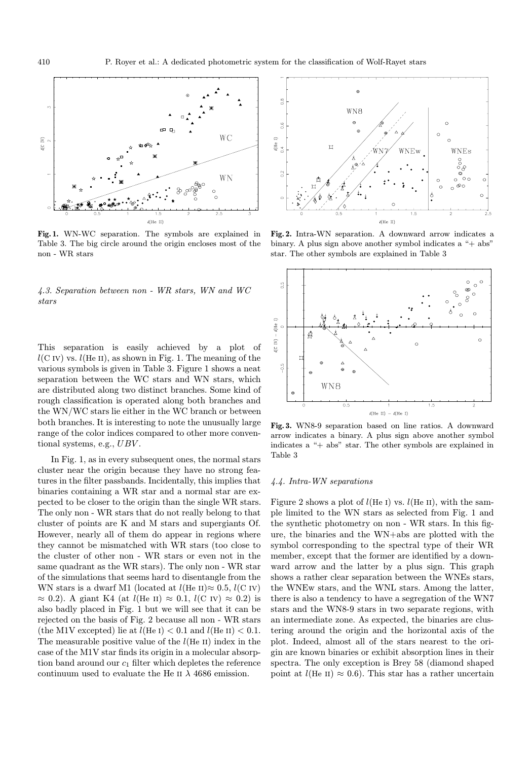**Fig. 1.** WN-WC separation. The symbols are explained in Table 3. The big circle around the origin encloses most of the non - WR stars

**Fig. 2.** Intra-WN separation. A downward arrow indicates a binary. A plus sign above another symbol indicates a "+ abs" star. The other symbols are explained in Table 3

**Fig. 3.** WN8-9 separation based on line ratios. A downward arrow indicates a binary. A plus sign above another symbol indicates a "+ abs" star. The other symbols are explained in Table 3

### *4.3. Separation between non - WR stars, WN and WC stars*

This separation is easily achieved by a plot of $l$(C IV) vs. $l$(He II), as shown in Fig. 1. The meaning of the various symbols is given in Table 3. Figure 1 shows a neat separation between the WC stars and WN stars, which are distributed along two distinct branches. Some kind of rough classification is operated along both branches and the WN/WC stars lie either in the WC branch or between both branches. It is interesting to note the unusually large range of the color indices compared to other more conventional systems, e.g., $UBV$.

In Fig. 1, as in every subsequent ones, the normal stars cluster near the origin because they have no strong features in the filter passbands. Incidentally, this implies that binaries containing a WR star and a normal star are expected to be closer to the origin than the single WR stars. The only non - WR stars that do not really belong to that cluster of points are K and M stars and supergiants Of. However, nearly all of them do appear in regions where they cannot be mismatched with WR stars (too close to the cluster of other non - WR stars or even not in the same quadrant as the WR stars). The only non - WR star of the simulations that seems hard to disentangle from the WN stars is a dwarf M1 (located at $l$(He II)$\approx$ 0.5, $l$(C IV) $\approx$ 0.2). A giant K4 (at $l$(He II) $\approx$ 0.1, $l$(C IV) $\approx$ 0.2) is also badly placed in Fig. 1 but we will see that it can be rejected on the basis of Fig. 2 because all non - WR stars (the M1V excepted) lie at $l$(He I) $<$ 0.1 and $l$(He II) $<$ 0.1. The measurable positive value of the $l$(He II) index in the case of the M1V star finds its origin in a molecular absorption band around our $c_1$ filter which depletes the reference continuum used to evaluate the He II $\lambda$ 4686 emission.

### *4.4. Intra-WN separations*

Figure 2 shows a plot of $l$(He I) vs. $l$(He II), with the sample limited to the WN stars as selected from Fig. 1 and the synthetic photometry on non - WR stars. In this figure, the binaries and the WN+abs are plotted with the symbol corresponding to the spectral type of their WR member, except that the former are identified by a downward arrow and the latter by a plus sign. This graph shows a rather clear separation between the WNEs stars, the WNEw stars, and the WNL stars. Among the latter, there is also a tendency to have a segregation of the WN7 stars and the WN8-9 stars in two separate regions, with an intermediate zone. As expected, the binaries are clustering around the origin and the horizontal axis of the plot. Indeed, almost all of the stars nearest to the origin are known binaries or exhibit absorption lines in their spectra. The only exception is Brey 58 (diamond shaped point at $l$(He II) $\approx$ 0.6). This star has a rather uncertain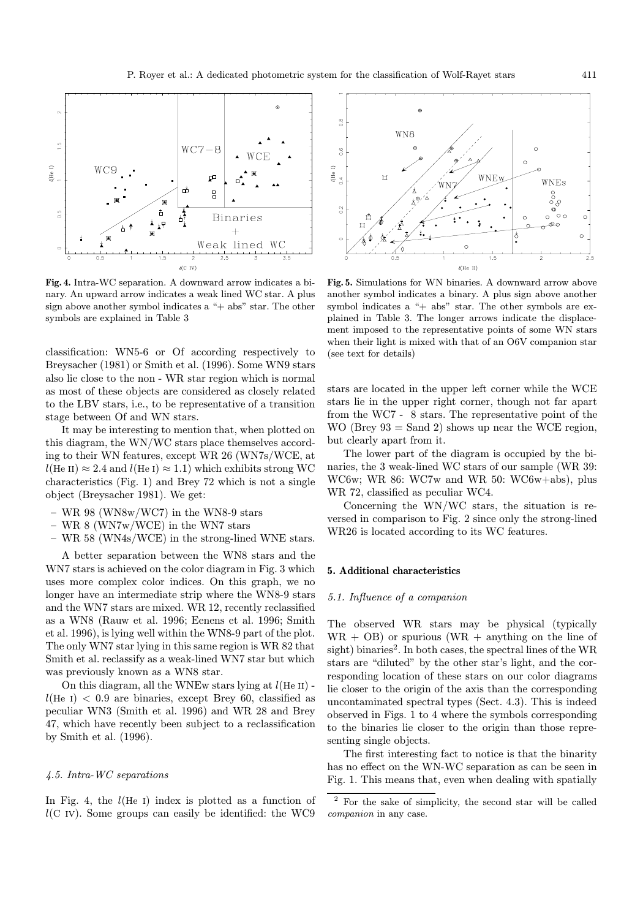**Fig. 4.** Intra-WC separation. A downward arrow indicates a binary. An upward arrow indicates a weak lined WC star. A plus sign above another symbol indicates a "+ abs" star. The other symbols are explained in Table 3

**Fig. 5.** Simulations for WN binaries. A downward arrow above another symbol indicates a binary. A plus sign above another symbol indicates a "+ abs" star. The other symbols are explained in Table 3. The longer arrows indicate the displacement imposed to the representative points of some WN stars when their light is mixed with that of an O6V companion star (see text for details)

classification: WN5-6 or Of according respectively to Breysacher (1981) or Smith et al. (1996). Some WN9 stars also lie close to the non - WR star region which is normal as most of these objects are considered as closely related to the LBV stars, i.e., to be representative of a transition stage between Of and WN stars.

It may be interesting to mention that, when plotted on this diagram, the WN/WC stars place themselves according to their WN features, except WR 26 (WN7s/WCE, at $l$(He II) $\approx 2.4$ and $l$(He I) $\approx 1.1$) which exhibits strong WC characteristics (Fig. 1) and Brey 72 which is not a single object (Breysacher 1981). We get:

- WR 98 (WN8w/WC7) in the WN8-9 stars
- WR 8 (WN7w/WCE) in the WN7 stars
- WR 58 (WN4s/WCE) in the strong-lined WNE stars.

A better separation between the WN8 stars and the WN7 stars is achieved on the color diagram in Fig. 3 which uses more complex color indices. On this graph, we no longer have an intermediate strip where the WN8-9 stars and the WN7 stars are mixed. WR 12, recently reclassified as a WN8 (Rauw et al. 1996; Eenens et al. 1996; Smith et al. 1996), is lying well within the WN8-9 part of the plot. The only WN7 star lying in this same region is WR 82 that Smith et al. reclassify as a weak-lined WN7 star but which was previously known as a WN8 star.

On this diagram, all the WNEw stars lying at $l$(He II) - $l$(He I) $< 0.9$ are binaries, except Brey 60, classified as peculiar WN3 (Smith et al. 1996) and WR 28 and Brey 47, which have recently been subject to a reclassification by Smith et al. (1996).

### *4.5. Intra-WC separations*

In Fig. 4, the $l$(He I) index is plotted as a function of $l$(C IV). Some groups can easily be identified: the WC9 stars are located in the upper left corner while the WCE stars lie in the upper right corner, though not far apart from the WC7 - 8 stars. The representative point of the WO (Brey 93 = Sand 2) shows up near the WCE region, but clearly apart from it.

The lower part of the diagram is occupied by the binaries, the 3 weak-lined WC stars of our sample (WR 39: WC6w; WR 86: WC7w and WR 50: WC6w+abs), plus WR 72, classified as peculiar WC4.

Concerning the WN/WC stars, the situation is reversed in comparison to Fig. 2 since only the strong-lined WR26 is located according to its WC features.

## 5. Additional characteristics

### *5.1. Influence of a companion*

The observed WR stars may be physical (typically WR + OB) or spurious (WR + anything on the line of sight) binaries[2]. In both cases, the spectral lines of the WR stars are "diluted" by the other star's light, and the corresponding location of these stars on our color diagrams lie closer to the origin of the axis than the corresponding uncontaminated spectral types (Sect. 4.3). This is indeed observed in Figs. 1 to 4 where the symbols corresponding to the binaries lie closer to the origin than those representing single objects.

The first interesting fact to notice is that the binarity has no effect on the WN-WC separation as can be seen in Fig. 1. This means that, even when dealing with spatially

[2] For the sake of simplicity, the second star will be called *companion* in any case.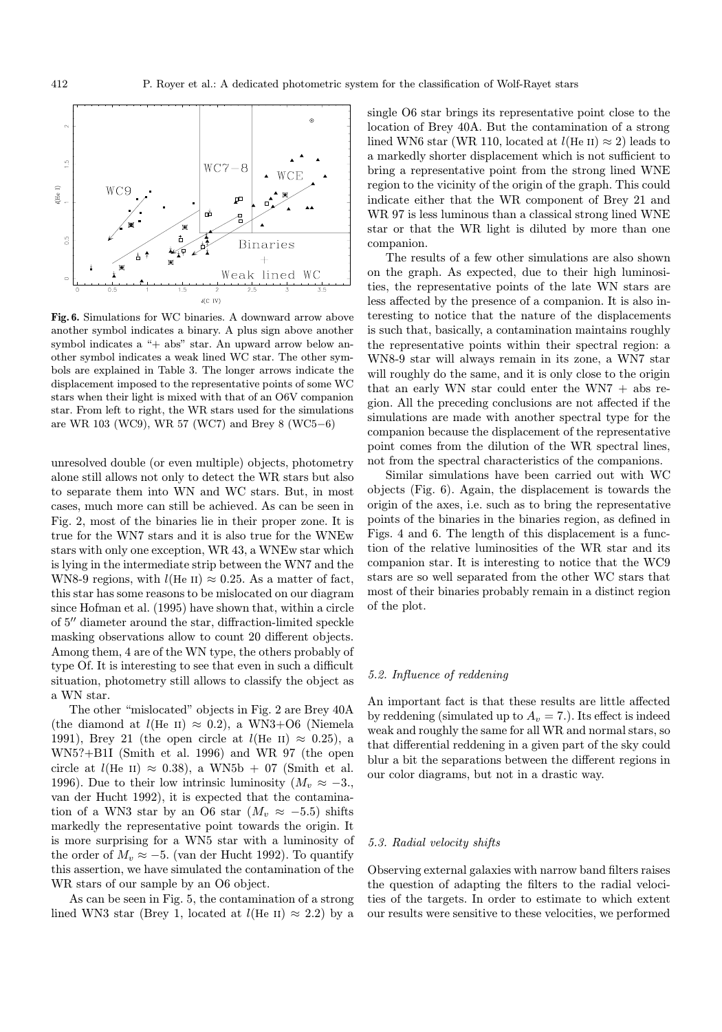Fig. 6. Simulations for WC binaries. A downward arrow above another symbol indicates a binary. A plus sign above another symbol indicates a "+ abs" star. An upward arrow below another symbol indicates a weak lined WC star. The other symbols are explained in Table 3. The longer arrows indicate the displacement imposed to the representative points of some WC stars when their light is mixed with that of an O6V companion star. From left to right, the WR stars used for the simulations are WR 103 (WC9), WR 57 (WC7) and Brey 8 (WC5−6)

unresolved double (or even multiple) objects, photometry alone still allows not only to detect the WR stars but also to separate them into WN and WC stars. But, in most cases, much more can still be achieved. As can be seen in Fig. 2, most of the binaries lie in their proper zone. It is true for the WN7 stars and it is also true for the WNEw stars with only one exception, WR 43, a WNEw star which is lying in the intermediate strip between the WN7 and the WN8-9 regions, with $l$(He II) $\approx 0.25$. As a matter of fact, this star has some reasons to be mislocated on our diagram since Hofman et al. (1995) have shown that, within a circle of 5″ diameter around the star, diffraction-limited speckle masking observations allow to count 20 different objects. Among them, 4 are of the WN type, the others probably of type Of. It is interesting to see that even in such a difficult situation, photometry still allows to classify the object as a WN star.

The other "mislocated" objects in Fig. 2 are Brey 40A (the diamond at $l$(He II) $\approx 0.2$), a WN3+O6 (Niemela 1991), Brey 21 (the open circle at $l$(He II) $\approx 0.25$), a WN5?+B1I (Smith et al. 1996) and WR 97 (the open circle at $l$(He II) $\approx 0.38$), a WN5b + 07 (Smith et al. 1996). Due to their low intrinsic luminosity ($M_v \approx -3.$, van der Hucht 1992), it is expected that the contamination of a WN3 star by an O6 star ($M_v \approx -5.5$) shifts markedly the representative point towards the origin. It is more surprising for a WN5 star with a luminosity of the order of $M_v \approx -5$. (van der Hucht 1992). To quantify this assertion, we have simulated the contamination of the WR stars of our sample by an O6 object.

As can be seen in Fig. 5, the contamination of a strong lined WN3 star (Brey 1, located at $l$(He II) $\approx 2.2$) by a single O6 star brings its representative point close to the location of Brey 40A. But the contamination of a strong lined WN6 star (WR 110, located at $l$(He II) $\approx 2$) leads to a markedly shorter displacement which is not sufficient to bring a representative point from the strong lined WNE region to the vicinity of the origin of the graph. This could indicate either that the WR component of Brey 21 and WR 97 is less luminous than a classical strong lined WNE star or that the WR light is diluted by more than one companion.

The results of a few other simulations are also shown on the graph. As expected, due to their high luminosities, the representative points of the late WN stars are less affected by the presence of a companion. It is also interesting to notice that the nature of the displacements is such that, basically, a contamination maintains roughly the representative points within their spectral region: a WN8-9 star will always remain in its zone, a WN7 star will roughly do the same, and it is only close to the origin that an early WN star could enter the WN7 + abs region. All the preceding conclusions are not affected if the simulations are made with another spectral type for the companion because the displacement of the representative point comes from the dilution of the WR spectral lines, not from the spectral characteristics of the companions.

Similar simulations have been carried out with WC objects (Fig. 6). Again, the displacement is towards the origin of the axes, i.e. such as to bring the representative points of the binaries in the binaries region, as defined in Figs. 4 and 6. The length of this displacement is a function of the relative luminosities of the WR star and its companion star. It is interesting to notice that the WC9 stars are so well separated from the other WC stars that most of their binaries probably remain in a distinct region of the plot.

### 5.2. Influence of reddening

An important fact is that these results are little affected by reddening (simulated up to $A_v = 7.$). Its effect is indeed weak and roughly the same for all WR and normal stars, so that differential reddening in a given part of the sky could blur a bit the separations between the different regions in our color diagrams, but not in a drastic way.

### 5.3. Radial velocity shifts

Observing external galaxies with narrow band filters raises the question of adapting the filters to the radial velocities of the targets. In order to estimate to which extent our results were sensitive to these velocities, we performed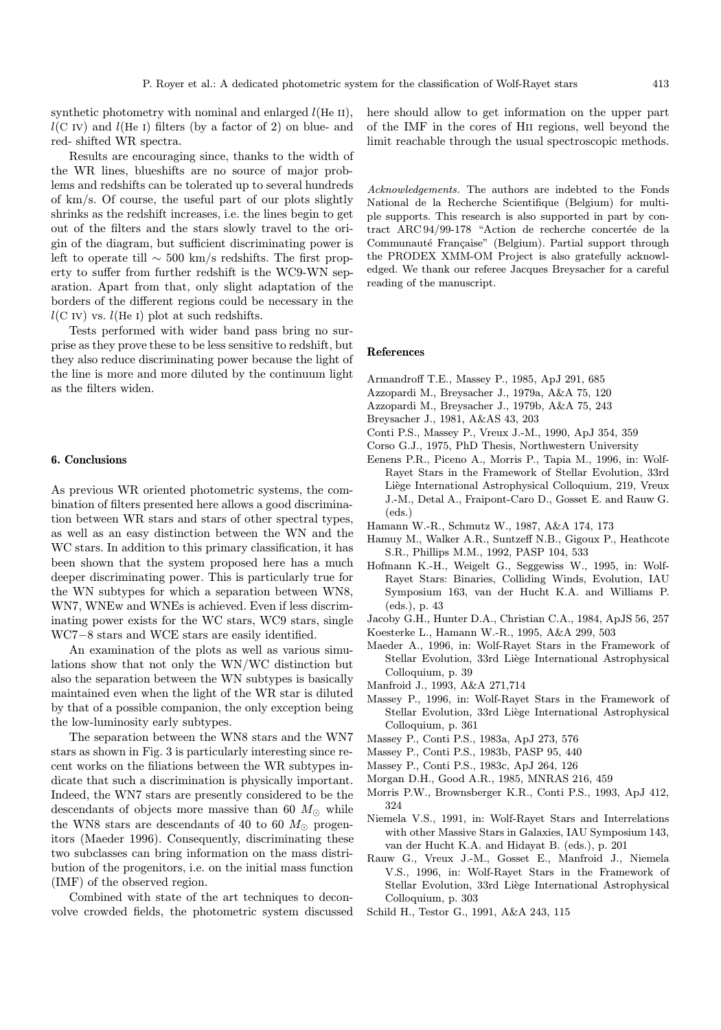synthetic photometry with nominal and enlarged $l$(He II), $l$(C IV) and $l$(He I) filters (by a factor of 2) on blue- and red- shifted WR spectra.

Results are encouraging since, thanks to the width of the WR lines, blueshifts are no source of major problems and redshifts can be tolerated up to several hundreds of km/s. Of course, the useful part of our plots slightly shrinks as the redshift increases, i.e. the lines begin to get out of the filters and the stars slowly travel to the origin of the diagram, but sufficient discriminating power is left to operate till $\sim$ 500 km/s redshifts. The first property to suffer from further redshift is the WC9-WN separation. Apart from that, only slight adaptation of the borders of the different regions could be necessary in the $l$(C IV) vs. $l$(He I) plot at such redshifts.

Tests performed with wider band pass bring no surprise as they prove these to be less sensitive to redshift, but they also reduce discriminating power because the light of the line is more and more diluted by the continuum light as the filters widen.

## 6. Conclusions

As previous WR oriented photometric systems, the combination of filters presented here allows a good discrimination between WR stars and stars of other spectral types, as well as an easy distinction between the WN and the WC stars. In addition to this primary classification, it has been shown that the system proposed here has a much deeper discriminating power. This is particularly true for the WN subtypes for which a separation between WN8, WN7, WNEw and WNEs is achieved. Even if less discriminating power exists for the WC stars, WC9 stars, single WC7−8 stars and WCE stars are easily identified.

An examination of the plots as well as various simulations show that not only the WN/WC distinction but also the separation between the WN subtypes is basically maintained even when the light of the WR star is diluted by that of a possible companion, the only exception being the low-luminosity early subtypes.

The separation between the WN8 stars and the WN7 stars as shown in Fig. 3 is particularly interesting since recent works on the filiations between the WR subtypes indicate that such a discrimination is physically important. Indeed, the WN7 stars are presently considered to be the descendants of objects more massive than 60 $M_{\odot}$ while the WN8 stars are descendants of 40 to 60 $M_{\odot}$ progenitors (Maeder 1996). Consequently, discriminating these two subclasses can bring information on the mass distribution of the progenitors, i.e. on the initial mass function (IMF) of the observed region.

Combined with state of the art techniques to deconvolve crowded fields, the photometric system discussed here should allow to get information on the upper part of the IMF in the cores of HII regions, well beyond the limit reachable through the usual spectroscopic methods.

*Acknowledgements.* The authors are indebted to the Fonds National de la Recherche Scientifique (Belgium) for multiple supports. This research is also supported in part by contract ARC 94/99-178 "Action de recherche concertée de la Communauté Française" (Belgium). Partial support through the PRODEX XMM-OM Project is also gratefully acknowledged. We thank our referee Jacques Breysacher for a careful reading of the manuscript.

## References

Armandroff T.E., Massey P., 1985, ApJ 291, 685
Azzopardi M., Breysacher J., 1979a, A&A 75, 120
Azzopardi M., Breysacher J., 1979b, A&A 75, 243
Breysacher J., 1981, A&AS 43, 203
Conti P.S., Massey P., Vreux J.-M., 1990, ApJ 354, 359
Corso G.J., 1975, PhD Thesis, Northwestern University
Eenens P.R., Piceno A., Morris P., Tapia M., 1996, in: Wolf-Rayet Stars in the Framework of Stellar Evolution, 33rd Liège International Astrophysical Colloquium, 219, Vreux J.-M., Detal A., Fraipont-Caro D., Gosset E. and Rauw G. (eds.)
Hamann W.-R., Schmutz W., 1987, A&A 174, 173
Hamuy M., Walker A.R., Suntzeff N.B., Gigoux P., Heathcote S.R., Phillips M.M., 1992, PASP 104, 533
Hofmann K.-H., Weigelt G., Seggewiss W., 1995, in: Wolf-Rayet Stars: Binaries, Colliding Winds, Evolution, IAU Symposium 163, van der Hucht K.A. and Williams P. (eds.), p. 43
Jacoby G.H., Hunter D.A., Christian C.A., 1984, ApJS 56, 257
Koesterke L., Hamann W.-R., 1995, A&A 299, 503
Maeder A., 1996, in: Wolf-Rayet Stars in the Framework of Stellar Evolution, 33rd Liège International Astrophysical Colloquium, p. 39
Manfroid J., 1993, A&A 271,714
Massey P., 1996, in: Wolf-Rayet Stars in the Framework of Stellar Evolution, 33rd Liège International Astrophysical Colloquium, p. 361
Massey P., Conti P.S., 1983a, ApJ 273, 576
Massey P., Conti P.S., 1983b, PASP 95, 440
Massey P., Conti P.S., 1983c, ApJ 264, 126
Morgan D.H., Good A.R., 1985, MNRAS 216, 459
Morris P.W., Brownsberger K.R., Conti P.S., 1993, ApJ 412, 324
Niemela V.S., 1991, in: Wolf-Rayet Stars and Interrelations with other Massive Stars in Galaxies, IAU Symposium 143, van der Hucht K.A. and Hidayat B. (eds.), p. 201
Rauw G., Vreux J.-M., Gosset E., Manfroid J., Niemela V.S., 1996, in: Wolf-Rayet Stars in the Framework of Stellar Evolution, 33rd Liège International Astrophysical Colloquium, p. 303
Schild H., Testor G., 1991, A&A 243, 115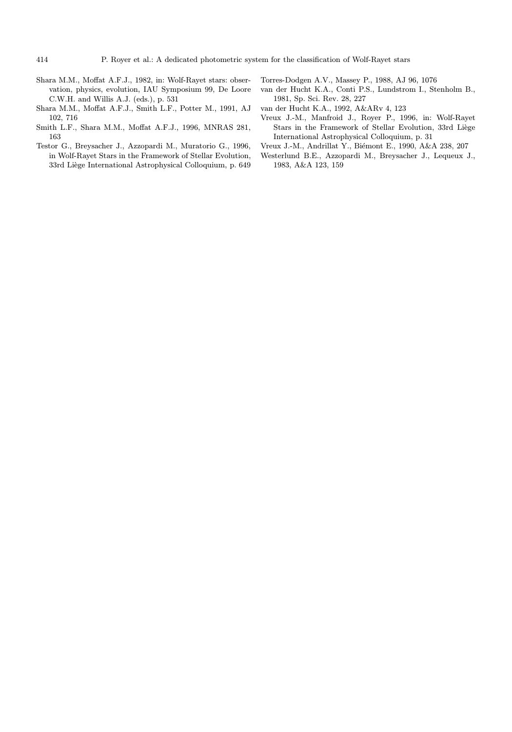Shara M.M., Moffat A.F.J., 1982, in: Wolf-Rayet stars: observation, physics, evolution, IAU Symposium 99, De Loore C.W.H. and Willis A.J. (eds.), p. 531

Shara M.M., Moffat A.F.J., Smith L.F., Potter M., 1991, AJ 102, 716

Smith L.F., Shara M.M., Moffat A.F.J., 1996, MNRAS 281, 163

Testor G., Breysacher J., Azzopardi M., Muratorio G., 1996, in Wolf-Rayet Stars in the Framework of Stellar Evolution, 33rd Liège International Astrophysical Colloquium, p. 649

Torres-Dodgen A.V., Massey P., 1988, AJ 96, 1076

van der Hucht K.A., Conti P.S., Lundstrom I., Stenholm B., 1981, Sp. Sci. Rev. 28, 227

van der Hucht K.A., 1992, A&ARv 4, 123

Vreux J.-M., Manfroid J., Royer P., 1996, in: Wolf-Rayet Stars in the Framework of Stellar Evolution, 33rd Liège International Astrophysical Colloquium, p. 31

Vreux J.-M., Andrillat Y., Biémont E., 1990, A&A 238, 207

Westerlund B.E., Azzopardi M., Breysacher J., Lequeux J., 1983, A&A 123, 159